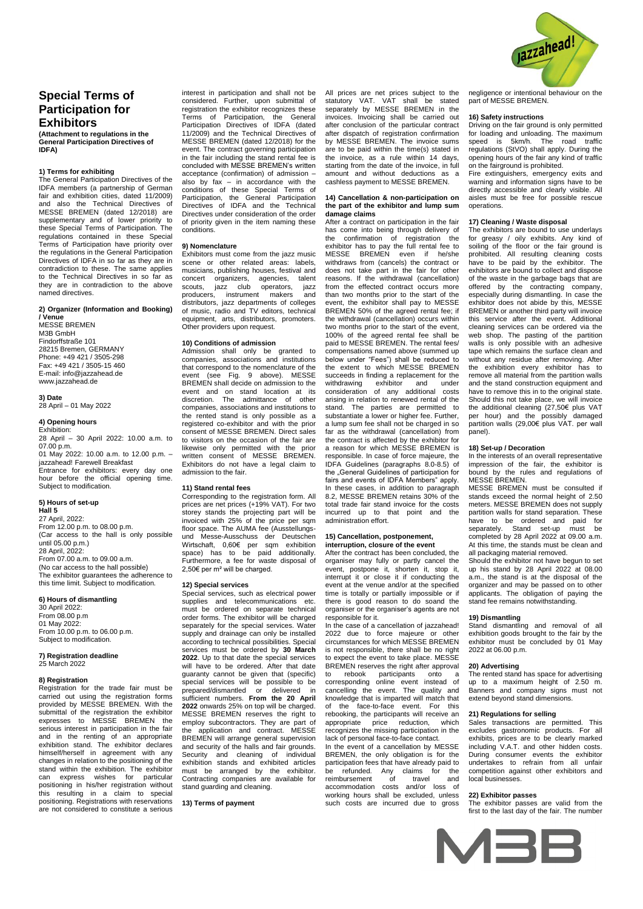# Special Terms of Participation for Exhibitors

**(Attachment to regulations in the General Participation Directives of IDFA)**

#### 1) Terms for exhibiting

The General Participation Directives of the IDFA members (a partnership of German fair and exhibition cities, dated 11/2009) and also the Technical Directives of MESSE BREMEN (dated 12/2018) are supplementary and of lower priority to these Special Terms of Participation. The regulations contained in these Special Terms of Participation have priority over the regulations in the General Participation Directives of IDFA in so far as they are in contradiction to these. The same applies to the Technical Directives in so far as they are in contradiction to the above named directives.

#### 2) Organizer (Information and Booking) / Venue

MESSE BREMEN
M3B GmbH
Findorffstraße 101
28215 Bremen, GERMANY
Phone: +49 421 / 3505-298
Fax: +49 421 / 3505-15 460
E-mail: info@jazzahead.de
www.jazzahead.de

#### 3) Date

28 April – 01 May 2022

#### 4) Opening hours

Exhibition:
28 April – 30 April 2022: 10.00 a.m. to 07.00 p.m.
01 May 2022: 10.00 a.m. to 12.00 p.m. – jazzahead! Farewell Breakfast
Entrance for exhibitors: every day one hour before the official opening time. Subject to modification.

#### 5) Hours of set-up

**Hall 5**
27 April, 2022:
From 12.00 p.m. to 08.00 p.m.
(Car access to the hall is only possible until 05.00 p.m.)
28 April, 2022:
From 07.00 a.m. to 09.00 a.m.
(No car access to the hall possible)
The exhibitor guarantees the adherence to this time limit. Subject to modification.

#### 6) Hours of dismantling

30 April 2022:
From 08.00 p.m
01 May 2022:
From 10.00 p.m. to 06.00 p.m.
Subject to modification.

#### 7) Registration deadline

25 March 2022

#### 8) Registration

Registration for the trade fair must be carried out using the registration forms provided by MESSE BREMEN. With the submittal of the registration the exhibitor expresses to MESSE BREMEN the serious interest in participation in the fair and in the renting of an appropriate exhibition stand. The exhibitor declares himself/herself in agreement with any changes in relation to the positioning of the stand within the exhibition. The exhibitor can express wishes for particular positioning in his/her registration without this resulting in a claim to special positioning. Registrations with reservations are not considered to constitute a serious interest in participation and shall not be considered. Further, upon submittal of registration the exhibitor recognizes these Terms of Participation, the General Participation Directives of IDFA (dated 11/2009) and the Technical Directives of MESSE BREMEN (dated 12/2018) for the event. The contract governing participation in the fair including the stand rental fee is concluded with MESSE BREMEN's written acceptance (confirmation) of admission – also by fax – in accordance with the conditions of these Special Terms of Participation, the General Participation Directives of IDFA and the Technical Directives under consideration of the order of priority given in the item naming these conditions.

#### 9) Nomenclature

Exhibitors must come from the jazz music scene or other related areas: labels, musicians, publishing houses, festival and concert organizers, agencies, talent scouts, jazz club operators, jazz producers, instrument makers and distributors, jazz departments of colleges of music, radio and TV editors, technical equipment, arts, distributors, promoters. Other providers upon request.

#### 10) Conditions of admission

Admission shall only be granted to companies, associations and institutions that correspond to the nomenclature of the event (see Fig. 9 above). MESSE BREMEN shall decide on admission to the event and on stand location at its discretion. The admittance of other companies, associations and institutions to the rented stand is only possible as a registered co-exhibitor and with the prior consent of MESSE BREMEN. Direct sales to visitors on the occasion of the fair are likewise only permitted with the prior written consent of MESSE BREMEN. Exhibitors do not have a legal claim to admission to the fair.

#### 11) Stand rental fees

Corresponding to the registration form. All prices are net prices (+19% VAT). For two storey stands the projecting part will be invoiced with 25% of the price per sqm floor space. The AUMA fee (Ausstellungs- und Messe-Ausschuss der Deutschen Wirtschaft, 0,60€ per sqm exhibition space) has to be paid additionally. Furthermore, a fee for waste disposal of 2,50€ per m² will be charged.

#### 12) Special services

Special services, such as electrical power supplies and telecommunications etc. must be ordered on separate technical order forms. The exhibitor will be charged separately for the special services. Water supply and drainage can only be installed according to technical possibilities. Special services must be ordered by **30 March 2022**. Up to that date the special services will have to be ordered. After that date guaranty cannot be given that (specific) special services will be possible to be prepared/dismantled or delivered in sufficient numbers. **From the 20 April 2022** onwards 25% on top will be charged. MESSE BREMEN reserves the right to employ subcontractors. They are part of the application and contract. MESSE BREMEN will arrange general supervision and security of the halls and fair grounds. Security and cleaning of individual exhibition stands and exhibited articles must be arranged by the exhibitor. Contracting companies are available for stand guarding and cleaning.

#### 13) Terms of payment

All prices are net prices subject to the statutory VAT. VAT shall be stated separately by MESSE BREMEN in the invoices. Invoicing shall be carried out after conclusion of the particular contract after dispatch of registration confirmation by MESSE BREMEN. The invoice sums are to be paid within the time(s) stated in the invoice, as a rule within 14 days, starting from the date of the invoice, in full amount and without deductions as a cashless payment to MESSE BREMEN.

#### 14) Cancellation & non-participation on the part of the exhibitor and lump sum damage claims

After a contract on participation in the fair has come into being through delivery of the confirmation of registration the exhibitor has to pay the full rental fee to MESSE BREMEN even if he/she withdraws from (cancels) the contract or does not take part in the fair for other reasons. If the withdrawal (cancellation) from the effected contract occurs more than two months prior to the start of the event, the exhibitor shall pay to MESSE BREMEN 50% of the agreed rental fee; if the withdrawal (cancellation) occurs within two months prior to the start of the event, 100% of the agreed rental fee shall be paid to MESSE BREMEN. The rental fees/ compensations named above (summed up below under "Fees") shall be reduced to the extent to which MESSE BREMEN succeeds in finding a replacement for the withdrawing exhibitor and under consideration of any additional costs arising in relation to renewed rental of the stand. The parties are permitted to substantiate a lower or higher fee. Further, a lump sum fee shall not be charged in so far as the withdrawal (cancellation) from the contract is affected by the exhibitor for a reason for which MESSE BREMEN is responsible. In case of force majeure, the IDFA Guidelines (paragraphs 8.0-8.5) of the „General Guidelines of participation for fairs and events of IDFA Members" apply. In these cases, in addition to paragraph 8.2, MESSE BREMEN retains 30% of the total trade fair stand invoice for the costs incurred up to that point and the administration effort.

#### 15) Cancellation, postponement, interruption, closure of the event

After the contract has been concluded, the organiser may fully or partly cancel the event, postpone it, shorten it, stop it, interrupt it or close it if conducting the event at the venue and/or at the specified time is totally or partially impossible or if there is good reason to do soand the organiser or the organiser's agents are not responsible for it.

In the case of a cancellation of jazzahead! 2022 due to force majeure or other circumstances for which MESSE BREMEN is not responsible, there shall be no right to expect the event to take place. MESSE BREMEN reserves the right after approval to rebook participants onto a corresponding online event instead of cancelling the event. The quality and knowledge that is imparted will match that of the face-to-face event. For this rebooking, the participants will receive an appropriate price reduction, which recognizes the missing participation in the lack of personal face-to-face contact.

In the event of a cancellation by MESSE BREMEN, the only obligation is for the participation fees that have already paid to be refunded. Any claims for the reimbursement of travel and accommodation costs and/or loss of working hours shall be excluded, unless such costs are incurred due to gross negligence or intentional behaviour on the part of MESSE BREMEN.

#### 16) Safety instructions

Driving on the fair ground is only permitted for loading and unloading. The maximum speed is 5km/h. The road traffic regulations (StVO) shall apply. During the opening hours of the fair any kind of traffic on the fairground is prohibited.

Fire extinguishers, emergency exits and warning and information signs have to be directly accessible and clearly visible. All aisles must be free for possible rescue operations.

#### 17) Cleaning / Waste disposal

The exhibitors are bound to use underlays for greasy / oily exhibits. Any kind of soiling of the floor or the fair ground is prohibited. All resulting cleaning costs have to be paid by the exhibitor. The exhibitors are bound to collect and dispose of the waste in the garbage bags that are offered by the contracting company, especially during dismantling. In case the exhibitor does not abide by this, MESSE BREMEN or another third party will invoice this service after the event. Additional cleaning services can be ordered via the web shop. The pasting of the partition walls is only possible with an adhesive tape which remains the surface clean and without any residue after removing. After the exhibition every exhibitor has to remove all material from the partition walls and the stand construction equipment and have to remove this in to the original state. Should this not take place, we will invoice the additional cleaning (27,50€ plus VAT per hour) and the possibly damaged partition walls (29,00€ plus VAT. per wall panel).

#### 18) Set-up / Decoration

In the interests of an overall representative impression of the fair, the exhibitor is bound by the rules and regulations of MESSE BREMEN.

MESSE BREMEN must be consulted if stands exceed the normal height of 2.50 meters. MESSE BREMEN does not supply partition walls for stand separation. These have to be ordered and paid for separately. Stand set-up must be completed by 28 April 2022 at 09.00 a.m. At this time, the stands must be clean and all packaging material removed.

Should the exhibitor not have begun to set up his stand by 28 April 2022 at 08.00 a.m., the stand is at the disposal of the organizer and may be passed on to other applicants. The obligation of paying the stand fee remains notwithstanding.

#### 19) Dismantling

Stand dismantling and removal of all exhibition goods brought to the fair by the exhibitor must be concluded by 01 May 2022 at 06.00 p.m.

#### 20) Advertising

The rented stand has space for advertising up to a maximum height of 2.50 m. Banners and company signs must not extend beyond stand dimensions.

#### 21) Regulations for selling

Sales transactions are permitted. This excludes gastronomic products. For all exhibits, prices are to be clearly marked including V.A.T. and other hidden costs. During consumer events the exhibitor undertakes to refrain from all unfair competition against other exhibitors and local businesses.

#### 22) Exhibitor passes

The exhibitor passes are valid from the first to the last day of the fair. The number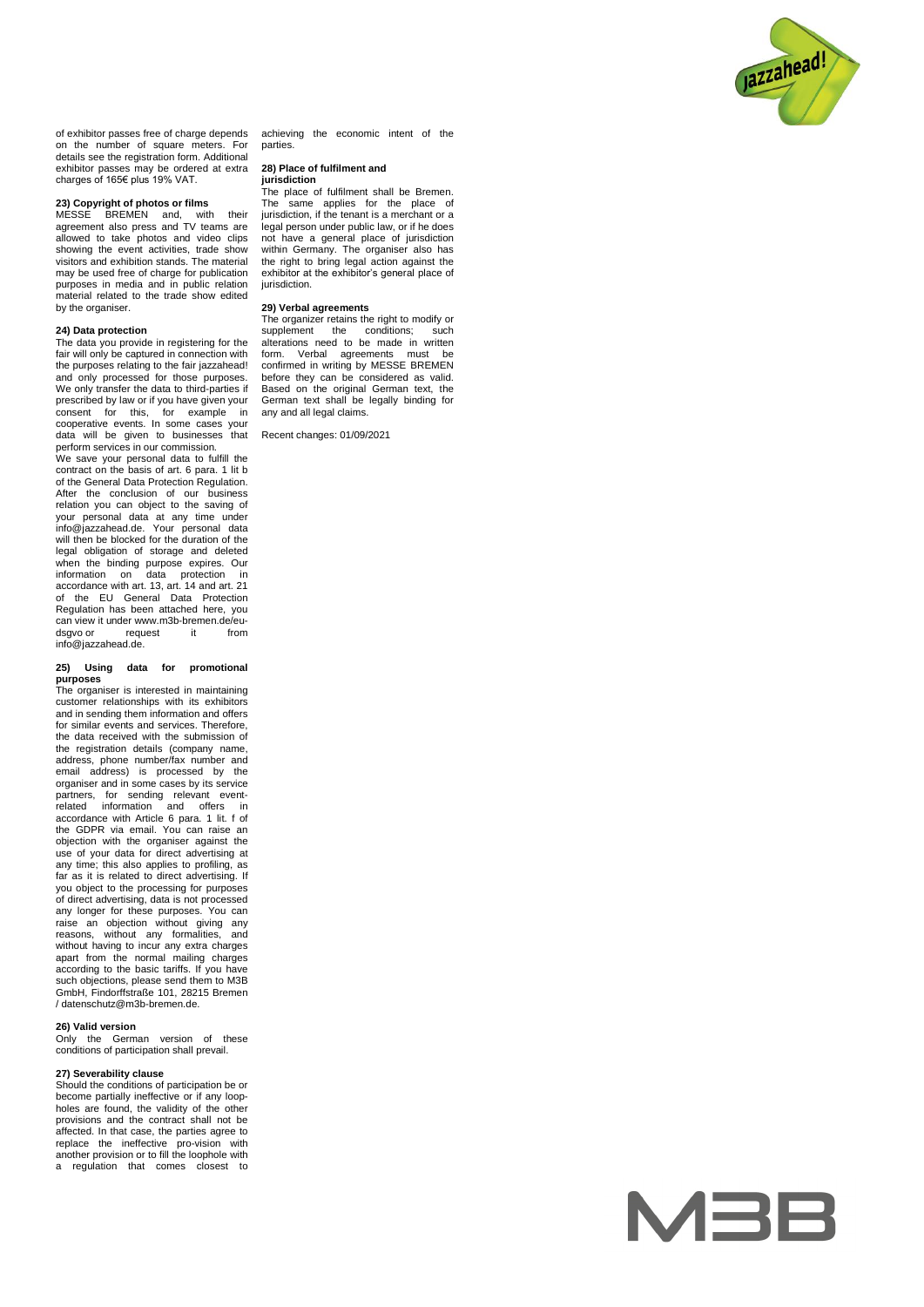of exhibitor passes free of charge depends on the number of square meters. For details see the registration form. Additional exhibitor passes may be ordered at extra charges of 165€ plus 19% VAT.

**23) Copyright of photos or films**

MESSE BREMEN and, with their agreement also press and TV teams are allowed to take photos and video clips showing the event activities, trade show visitors and exhibition stands. The material may be used free of charge for publication purposes in media and in public relation material related to the trade show edited by the organiser.

**24) Data protection**

The data you provide in registering for the fair will only be captured in connection with the purposes relating to the fair jazzahead! and only processed for those purposes. We only transfer the data to third-parties if prescribed by law or if you have given your consent for this, for example in cooperative events. In some cases your data will be given to businesses that perform services in our commission.

We save your personal data to fulfill the contract on the basis of art. 6 para. 1 lit b of the General Data Protection Regulation. After the conclusion of our business relation you can object to the saving of your personal data at any time under info@jazzahead.de. Your personal data will then be blocked for the duration of the legal obligation of storage and deleted when the binding purpose expires. Our information on data protection in accordance with art. 13, art. 14 and art. 21 of the EU General Data Protection Regulation has been attached here, you can view it under www.m3b-bremen.de/eu-dsgvo or request it from info@jazzahead.de.

**25) Using data for promotional purposes**

The organiser is interested in maintaining customer relationships with its exhibitors and in sending them information and offers for similar events and services. Therefore, the data received with the submission of the registration details (company name, address, phone number/fax number and email address) is processed by the organiser and in some cases by its service partners, for sending relevant event-related information and offers in accordance with Article 6 para. 1 lit. f of the GDPR via email. You can raise an objection with the organiser against the use of your data for direct advertising at any time; this also applies to profiling, as far as it is related to direct advertising. If you object to the processing for purposes of direct advertising, data is not processed any longer for these purposes. You can raise an objection without giving any reasons, without any formalities, and without having to incur any extra charges apart from the normal mailing charges according to the basic tariffs. If you have such objections, please send them to M3B GmbH, Findorffstraße 101, 28215 Bremen / datenschutz@m3b-bremen.de.

**26) Valid version**

Only the German version of these conditions of participation shall prevail.

**27) Severability clause**

Should the conditions of participation be or become partially ineffective or if any loop-holes are found, the validity of the other provisions and the contract shall not be affected. In that case, the parties agree to replace the ineffective pro-vision with another provision or to fill the loophole with a regulation that comes closest to achieving the economic intent of the parties.

**28) Place of fulfilment and jurisdiction**

The place of fulfilment shall be Bremen. The same applies for the place of jurisdiction, if the tenant is a merchant or a legal person under public law, or if he does not have a general place of jurisdiction within Germany. The organiser also has the right to bring legal action against the exhibitor at the exhibitor's general place of jurisdiction.

**29) Verbal agreements**

The organizer retains the right to modify or supplement the conditions; such alterations need to be made in written form. Verbal agreements must be confirmed in writing by MESSE BREMEN before they can be considered as valid. Based on the original German text, the German text shall be legally binding for any and all legal claims.

Recent changes: 01/09/2021